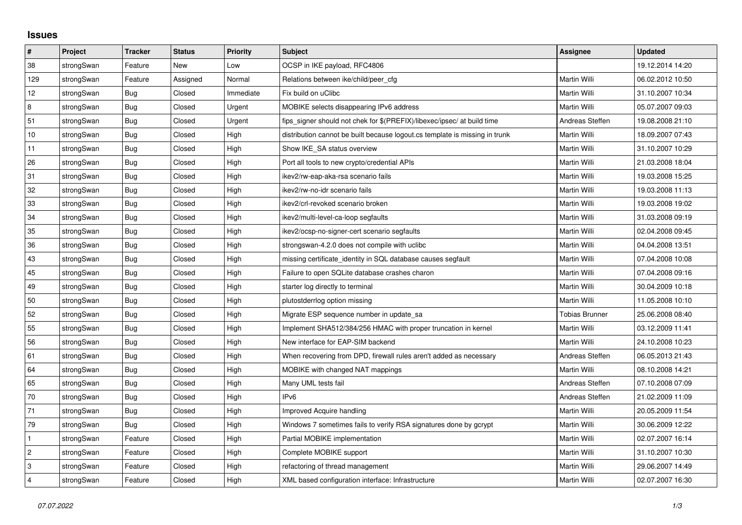# Issues

| # | Project | Tracker | Status | Priority | Subject | Assignee | Updated |
|---|---|---|---|---|---|---|---|
| 38 | strongSwan | Feature | New | Low | OCSP in IKE payload, RFC4806 | | 19.12.2014 14:20 |
| 129 | strongSwan | Feature | Assigned | Normal | Relations between ike/child/peer_cfg | Martin Willi | 06.02.2012 10:50 |
| 12 | strongSwan | Bug | Closed | Immediate | Fix build on uClibc | Martin Willi | 31.10.2007 10:34 |
| 8 | strongSwan | Bug | Closed | Urgent | MOBIKE selects disappearing IPv6 address | Martin Willi | 05.07.2007 09:03 |
| 51 | strongSwan | Bug | Closed | Urgent | fips_signer should not chek for $(PREFIX)/libexec/ipsec/ at build time | Andreas Steffen | 19.08.2008 21:10 |
| 10 | strongSwan | Bug | Closed | High | distribution cannot be built because logout.cs template is missing in trunk | Martin Willi | 18.09.2007 07:43 |
| 11 | strongSwan | Bug | Closed | High | Show IKE_SA status overview | Martin Willi | 31.10.2007 10:29 |
| 26 | strongSwan | Bug | Closed | High | Port all tools to new crypto/credential APIs | Martin Willi | 21.03.2008 18:04 |
| 31 | strongSwan | Bug | Closed | High | ikev2/rw-eap-aka-rsa scenario fails | Martin Willi | 19.03.2008 15:25 |
| 32 | strongSwan | Bug | Closed | High | ikev2/rw-no-idr scenario fails | Martin Willi | 19.03.2008 11:13 |
| 33 | strongSwan | Bug | Closed | High | ikev2/crl-revoked scenario broken | Martin Willi | 19.03.2008 19:02 |
| 34 | strongSwan | Bug | Closed | High | ikev2/multi-level-ca-loop segfaults | Martin Willi | 31.03.2008 09:19 |
| 35 | strongSwan | Bug | Closed | High | ikev2/ocsp-no-signer-cert scenario segfaults | Martin Willi | 02.04.2008 09:45 |
| 36 | strongSwan | Bug | Closed | High | strongswan-4.2.0 does not compile with uclibc | Martin Willi | 04.04.2008 13:51 |
| 43 | strongSwan | Bug | Closed | High | missing certificate_identity in SQL database causes segfault | Martin Willi | 07.04.2008 10:08 |
| 45 | strongSwan | Bug | Closed | High | Failure to open SQLite database crashes charon | Martin Willi | 07.04.2008 09:16 |
| 49 | strongSwan | Bug | Closed | High | starter log directly to terminal | Martin Willi | 30.04.2009 10:18 |
| 50 | strongSwan | Bug | Closed | High | plutostderrlog option missing | Martin Willi | 11.05.2008 10:10 |
| 52 | strongSwan | Bug | Closed | High | Migrate ESP sequence number in update_sa | Tobias Brunner | 25.06.2008 08:40 |
| 55 | strongSwan | Bug | Closed | High | Implement SHA512/384/256 HMAC with proper truncation in kernel | Martin Willi | 03.12.2009 11:41 |
| 56 | strongSwan | Bug | Closed | High | New interface for EAP-SIM backend | Martin Willi | 24.10.2008 10:23 |
| 61 | strongSwan | Bug | Closed | High | When recovering from DPD, firewall rules aren't added as necessary | Andreas Steffen | 06.05.2013 21:43 |
| 64 | strongSwan | Bug | Closed | High | MOBIKE with changed NAT mappings | Martin Willi | 08.10.2008 14:21 |
| 65 | strongSwan | Bug | Closed | High | Many UML tests fail | Andreas Steffen | 07.10.2008 07:09 |
| 70 | strongSwan | Bug | Closed | High | IPv6 | Andreas Steffen | 21.02.2009 11:09 |
| 71 | strongSwan | Bug | Closed | High | Improved Acquire handling | Martin Willi | 20.05.2009 11:54 |
| 79 | strongSwan | Bug | Closed | High | Windows 7 sometimes fails to verify RSA signatures done by gcrypt | Martin Willi | 30.06.2009 12:22 |
| 1 | strongSwan | Feature | Closed | High | Partial MOBIKE implementation | Martin Willi | 02.07.2007 16:14 |
| 2 | strongSwan | Feature | Closed | High | Complete MOBIKE support | Martin Willi | 31.10.2007 10:30 |
| 3 | strongSwan | Feature | Closed | High | refactoring of thread management | Martin Willi | 29.06.2007 14:49 |
| 4 | strongSwan | Feature | Closed | High | XML based configuration interface: Infrastructure | Martin Willi | 02.07.2007 16:30 |

*07.07.2022*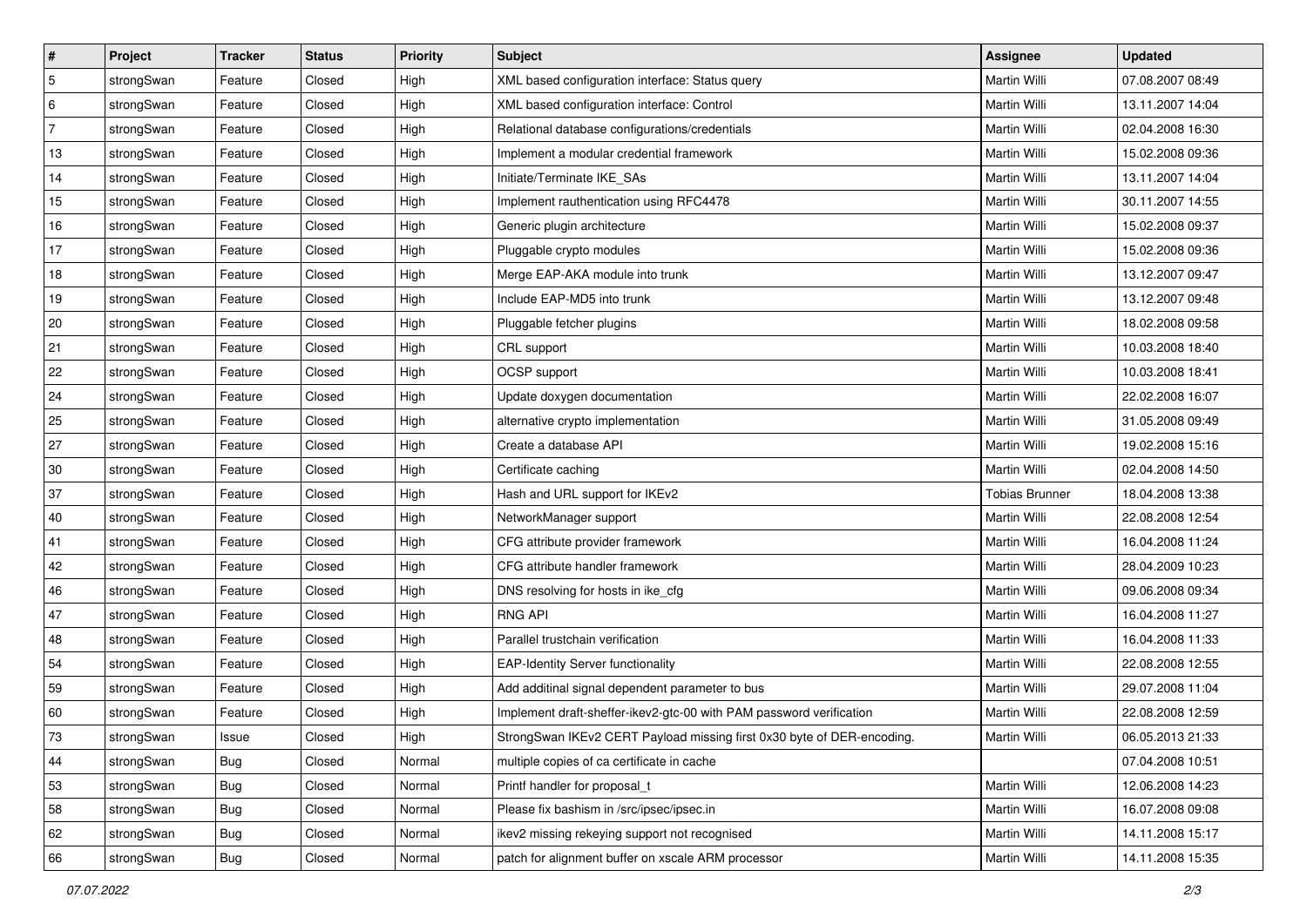| # | Project | Tracker | Status | Priority | Subject | Assignee | Updated |
|---|---|---|---|---|---|---|---|
| 5 | strongSwan | Feature | Closed | High | XML based configuration interface: Status query | Martin Willi | 07.08.2007 08:49 |
| 6 | strongSwan | Feature | Closed | High | XML based configuration interface: Control | Martin Willi | 13.11.2007 14:04 |
| 7 | strongSwan | Feature | Closed | High | Relational database configurations/credentials | Martin Willi | 02.04.2008 16:30 |
| 13 | strongSwan | Feature | Closed | High | Implement a modular credential framework | Martin Willi | 15.02.2008 09:36 |
| 14 | strongSwan | Feature | Closed | High | Initiate/Terminate IKE_SAs | Martin Willi | 13.11.2007 14:04 |
| 15 | strongSwan | Feature | Closed | High | Implement rauthentication using RFC4478 | Martin Willi | 30.11.2007 14:55 |
| 16 | strongSwan | Feature | Closed | High | Generic plugin architecture | Martin Willi | 15.02.2008 09:37 |
| 17 | strongSwan | Feature | Closed | High | Pluggable crypto modules | Martin Willi | 15.02.2008 09:36 |
| 18 | strongSwan | Feature | Closed | High | Merge EAP-AKA module into trunk | Martin Willi | 13.12.2007 09:47 |
| 19 | strongSwan | Feature | Closed | High | Include EAP-MD5 into trunk | Martin Willi | 13.12.2007 09:48 |
| 20 | strongSwan | Feature | Closed | High | Pluggable fetcher plugins | Martin Willi | 18.02.2008 09:58 |
| 21 | strongSwan | Feature | Closed | High | CRL support | Martin Willi | 10.03.2008 18:40 |
| 22 | strongSwan | Feature | Closed | High | OCSP support | Martin Willi | 10.03.2008 18:41 |
| 24 | strongSwan | Feature | Closed | High | Update doxygen documentation | Martin Willi | 22.02.2008 16:07 |
| 25 | strongSwan | Feature | Closed | High | alternative crypto implementation | Martin Willi | 31.05.2008 09:49 |
| 27 | strongSwan | Feature | Closed | High | Create a database API | Martin Willi | 19.02.2008 15:16 |
| 30 | strongSwan | Feature | Closed | High | Certificate caching | Martin Willi | 02.04.2008 14:50 |
| 37 | strongSwan | Feature | Closed | High | Hash and URL support for IKEv2 | Tobias Brunner | 18.04.2008 13:38 |
| 40 | strongSwan | Feature | Closed | High | NetworkManager support | Martin Willi | 22.08.2008 12:54 |
| 41 | strongSwan | Feature | Closed | High | CFG attribute provider framework | Martin Willi | 16.04.2008 11:24 |
| 42 | strongSwan | Feature | Closed | High | CFG attribute handler framework | Martin Willi | 28.04.2009 10:23 |
| 46 | strongSwan | Feature | Closed | High | DNS resolving for hosts in ike_cfg | Martin Willi | 09.06.2008 09:34 |
| 47 | strongSwan | Feature | Closed | High | RNG API | Martin Willi | 16.04.2008 11:27 |
| 48 | strongSwan | Feature | Closed | High | Parallel trustchain verification | Martin Willi | 16.04.2008 11:33 |
| 54 | strongSwan | Feature | Closed | High | EAP-Identity Server functionality | Martin Willi | 22.08.2008 12:55 |
| 59 | strongSwan | Feature | Closed | High | Add additinal signal dependent parameter to bus | Martin Willi | 29.07.2008 11:04 |
| 60 | strongSwan | Feature | Closed | High | Implement draft-sheffer-ikev2-gtc-00 with PAM password verification | Martin Willi | 22.08.2008 12:59 |
| 73 | strongSwan | Issue | Closed | High | StrongSwan IKEv2 CERT Payload missing first 0x30 byte of DER-encoding. | Martin Willi | 06.05.2013 21:33 |
| 44 | strongSwan | Bug | Closed | Normal | multiple copies of ca certificate in cache | | 07.04.2008 10:51 |
| 53 | strongSwan | Bug | Closed | Normal | Printf handler for proposal_t | Martin Willi | 12.06.2008 14:23 |
| 58 | strongSwan | Bug | Closed | Normal | Please fix bashism in /src/ipsec/ipsec.in | Martin Willi | 16.07.2008 09:08 |
| 62 | strongSwan | Bug | Closed | Normal | ikev2 missing rekeying support not recognised | Martin Willi | 14.11.2008 15:17 |
| 66 | strongSwan | Bug | Closed | Normal | patch for alignment buffer on xscale ARM processor | Martin Willi | 14.11.2008 15:35 |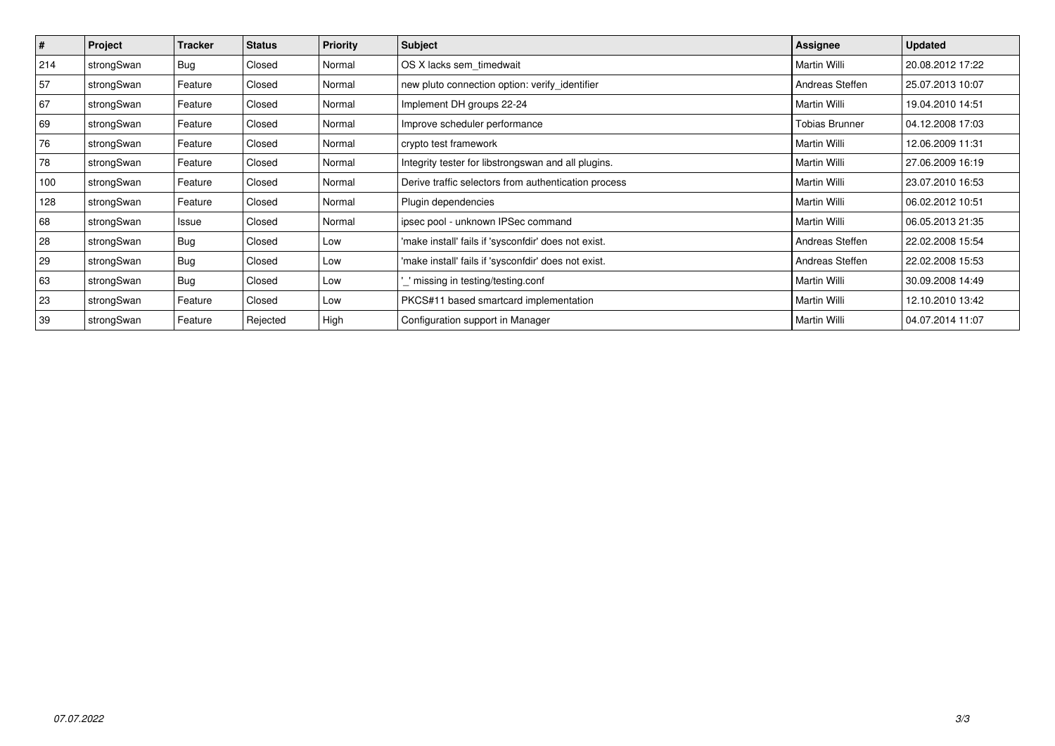| # | Project | Tracker | Status | Priority | Subject | Assignee | Updated |
|---|---|---|---|---|---|---|---|
| 214 | strongSwan | Bug | Closed | Normal | OS X lacks sem_timedwait | Martin Willi | 20.08.2012 17:22 |
| 57 | strongSwan | Feature | Closed | Normal | new pluto connection option: verify_identifier | Andreas Steffen | 25.07.2013 10:07 |
| 67 | strongSwan | Feature | Closed | Normal | Implement DH groups 22-24 | Martin Willi | 19.04.2010 14:51 |
| 69 | strongSwan | Feature | Closed | Normal | Improve scheduler performance | Tobias Brunner | 04.12.2008 17:03 |
| 76 | strongSwan | Feature | Closed | Normal | crypto test framework | Martin Willi | 12.06.2009 11:31 |
| 78 | strongSwan | Feature | Closed | Normal | Integrity tester for libstrongswan and all plugins. | Martin Willi | 27.06.2009 16:19 |
| 100 | strongSwan | Feature | Closed | Normal | Derive traffic selectors from authentication process | Martin Willi | 23.07.2010 16:53 |
| 128 | strongSwan | Feature | Closed | Normal | Plugin dependencies | Martin Willi | 06.02.2012 10:51 |
| 68 | strongSwan | Issue | Closed | Normal | ipsec pool - unknown IPSec command | Martin Willi | 06.05.2013 21:35 |
| 28 | strongSwan | Bug | Closed | Low | 'make install' fails if 'sysconfdir' does not exist. | Andreas Steffen | 22.02.2008 15:54 |
| 29 | strongSwan | Bug | Closed | Low | 'make install' fails if 'sysconfdir' does not exist. | Andreas Steffen | 22.02.2008 15:53 |
| 63 | strongSwan | Bug | Closed | Low | '_' missing in testing/testing.conf | Martin Willi | 30.09.2008 14:49 |
| 23 | strongSwan | Feature | Closed | Low | PKCS#11 based smartcard implementation | Martin Willi | 12.10.2010 13:42 |
| 39 | strongSwan | Feature | Rejected | High | Configuration support in Manager | Martin Willi | 04.07.2014 11:07 |